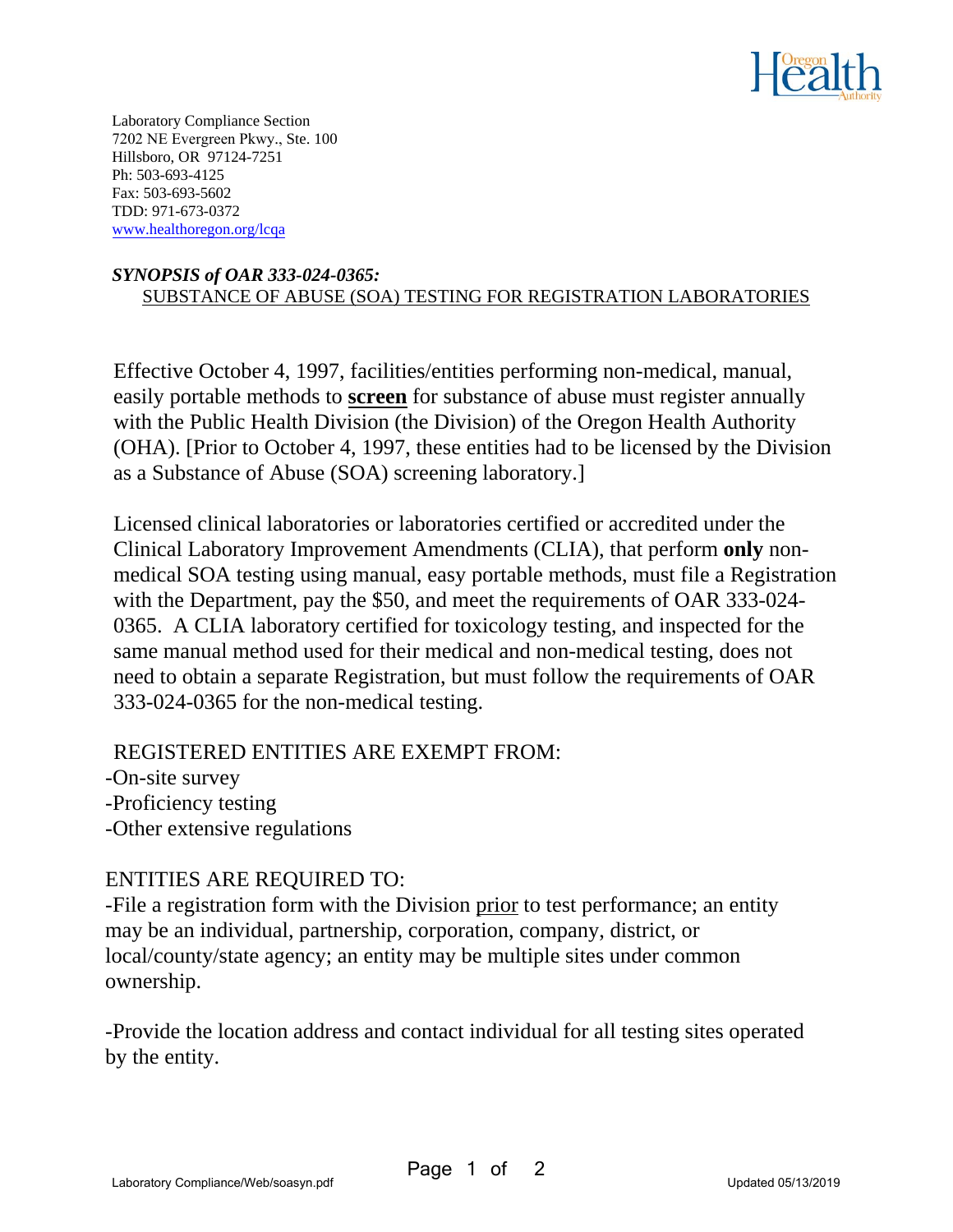Laboratory Compliance Section
7202 NE Evergreen Pkwy., Ste. 100
Hillsboro, OR 97124-7251
Ph: 503-693-4125
Fax: 503-693-5602
TDD: 971-673-0372
www.healthoregon.org/lcqa

***SYNOPSIS of OAR 333-024-0365:***
SUBSTANCE OF ABUSE (SOA) TESTING FOR REGISTRATION LABORATORIES

Effective October 4, 1997, facilities/entities performing non-medical, manual, easily portable methods to **screen** for substance of abuse must register annually with the Public Health Division (the Division) of the Oregon Health Authority (OHA). [Prior to October 4, 1997, these entities had to be licensed by the Division as a Substance of Abuse (SOA) screening laboratory.]

Licensed clinical laboratories or laboratories certified or accredited under the Clinical Laboratory Improvement Amendments (CLIA), that perform **only** non-medical SOA testing using manual, easy portable methods, must file a Registration with the Department, pay the $50, and meet the requirements of OAR 333-024-0365. A CLIA laboratory certified for toxicology testing, and inspected for the same manual method used for their medical and non-medical testing, does not need to obtain a separate Registration, but must follow the requirements of OAR 333-024-0365 for the non-medical testing.

REGISTERED ENTITIES ARE EXEMPT FROM:

-On-site survey
-Proficiency testing
-Other extensive regulations

ENTITIES ARE REQUIRED TO:

-File a registration form with the Division prior to test performance; an entity may be an individual, partnership, corporation, company, district, or local/county/state agency; an entity may be multiple sites under common ownership.

-Provide the location address and contact individual for all testing sites operated by the entity.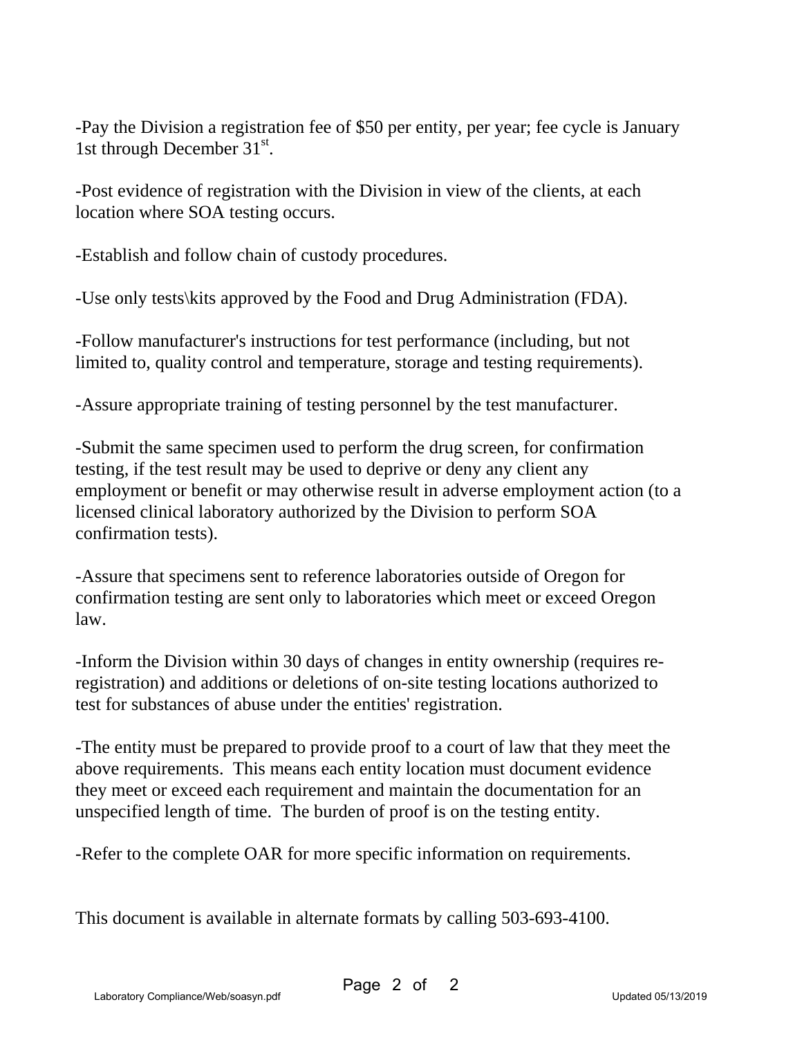-Pay the Division a registration fee of $50 per entity, per year; fee cycle is January 1st through December 31st.

-Post evidence of registration with the Division in view of the clients, at each location where SOA testing occurs.

-Establish and follow chain of custody procedures.

-Use only tests\kits approved by the Food and Drug Administration (FDA).

-Follow manufacturer's instructions for test performance (including, but not limited to, quality control and temperature, storage and testing requirements).

-Assure appropriate training of testing personnel by the test manufacturer.

-Submit the same specimen used to perform the drug screen, for confirmation testing, if the test result may be used to deprive or deny any client any employment or benefit or may otherwise result in adverse employment action (to a licensed clinical laboratory authorized by the Division to perform SOA confirmation tests).

-Assure that specimens sent to reference laboratories outside of Oregon for confirmation testing are sent only to laboratories which meet or exceed Oregon law.

-Inform the Division within 30 days of changes in entity ownership (requires re-registration) and additions or deletions of on-site testing locations authorized to test for substances of abuse under the entities' registration.

-The entity must be prepared to provide proof to a court of law that they meet the above requirements. This means each entity location must document evidence they meet or exceed each requirement and maintain the documentation for an unspecified length of time. The burden of proof is on the testing entity.

-Refer to the complete OAR for more specific information on requirements.

This document is available in alternate formats by calling 503-693-4100.